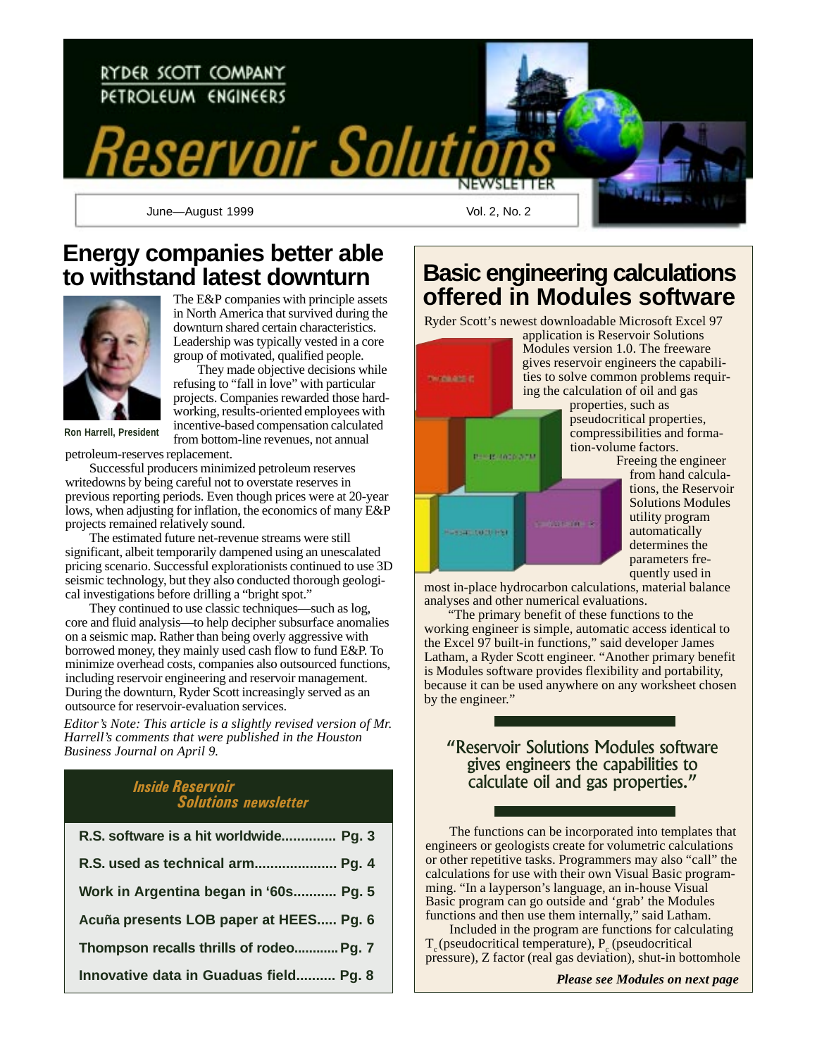RYDER SCOTT COMPANY
PETROLEUM ENGINEERS

# Reservoir Solutions

NEWSLETTER

June—August 1999 Vol. 2, No. 2

## Energy companies better able to withstand latest downturn

Ron Harrell, President

The E&P companies with principle assets in North America that survived during the downturn shared certain characteristics. Leadership was typically vested in a core group of motivated, qualified people.

They made objective decisions while refusing to "fall in love" with particular projects. Companies rewarded those hard-working, results-oriented employees with incentive-based compensation calculated from bottom-line revenues, not annual petroleum-reserves replacement.

Successful producers minimized petroleum reserves writedowns by being careful not to overstate reserves in previous reporting periods. Even though prices were at 20-year lows, when adjusting for inflation, the economics of many E&P projects remained relatively sound.

The estimated future net-revenue streams were still significant, albeit temporarily dampened using an unescalated pricing scenario. Successful explorationists continued to use 3D seismic technology, but they also conducted thorough geological investigations before drilling a "bright spot."

They continued to use classic techniques—such as log, core and fluid analysis—to help decipher subsurface anomalies on a seismic map. Rather than being overly aggressive with borrowed money, they mainly used cash flow to fund E&P. To minimize overhead costs, companies also outsourced functions, including reservoir engineering and reservoir management. During the downturn, Ryder Scott increasingly served as an outsource for reservoir-evaluation services.

*Editor's Note: This article is a slightly revised version of Mr. Harrell's comments that were published in the Houston Business Journal on April 9.*

### Inside Reservoir Solutions newsletter

- **R.S. software is a hit worldwide.............. Pg. 3**
- **R.S. used as technical arm..................... Pg. 4**
- **Work in Argentina began in '60s........... Pg. 5**
- **Acuña presents LOB paper at HEES..... Pg. 6**
- **Thompson recalls thrills of rodeo............ Pg. 7**
- **Innovative data in Guaduas field.......... Pg. 8**

## Basic engineering calculations offered in Modules software

Ryder Scott's newest downloadable Microsoft Excel 97 application is Reservoir Solutions Modules version 1.0. The freeware gives reservoir engineers the capabilities to solve common problems requiring the calculation of oil and gas properties, such as pseudocritical properties, compressibilities and formation-volume factors.

Freeing the engineer from hand calculations, the Reservoir Solutions Modules utility program automatically determines the parameters frequently used in most in-place hydrocarbon calculations, material balance analyses and other numerical evaluations.

"The primary benefit of these functions to the working engineer is simple, automatic access identical to the Excel 97 built-in functions," said developer James Latham, a Ryder Scott engineer. "Another primary benefit is Modules software provides flexibility and portability, because it can be used anywhere on any worksheet chosen by the engineer."

> "Reservoir Solutions Modules software gives engineers the capabilities to calculate oil and gas properties."

The functions can be incorporated into templates that engineers or geologists create for volumetric calculations or other repetitive tasks. Programmers may also "call" the calculations for use with their own Visual Basic programming. "In a layperson's language, an in-house Visual Basic program can go outside and 'grab' the Modules functions and then use them internally," said Latham.

Included in the program are functions for calculating $T_c$ (pseudocritical temperature), $P_c$ (pseudocritical pressure), Z factor (real gas deviation), shut-in bottomhole

***Please see Modules on next page***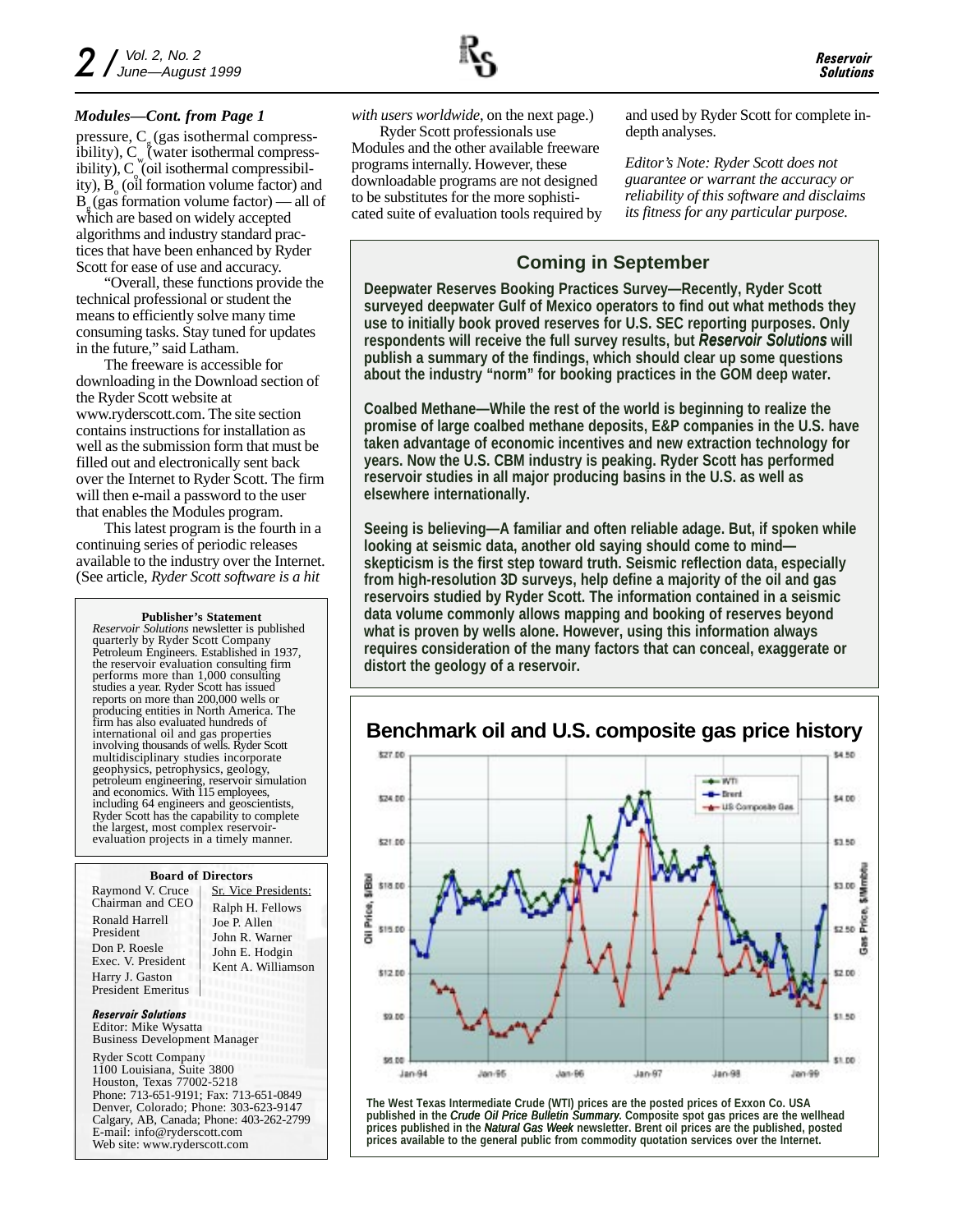### *Modules—Cont. from Page 1*

pressure, $C_g$ (gas isothermal compressibility), $C_w$ (water isothermal compressibility), $C_o$ (oil isothermal compressibility), $B_o$ (oil formation volume factor) and $B_g$ (gas formation volume factor) — all of which are based on widely accepted algorithms and industry standard practices that have been enhanced by Ryder Scott for ease of use and accuracy.

"Overall, these functions provide the technical professional or student the means to efficiently solve many time consuming tasks. Stay tuned for updates in the future," said Latham.

The freeware is accessible for downloading in the Download section of the Ryder Scott website at www.ryderscott.com. The site section contains instructions for installation as well as the submission form that must be filled out and electronically sent back over the Internet to Ryder Scott. The firm will then e-mail a password to the user that enables the Modules program.

This latest program is the fourth in a continuing series of periodic releases available to the industry over the Internet. (See article, *Ryder Scott software is a hit with users worldwide*, on the next page.)

Ryder Scott professionals use Modules and the other available freeware programs internally. However, these downloadable programs are not designed to be substitutes for the more sophisticated suite of evaluation tools required by and used by Ryder Scott for complete in-depth analyses.

*Editor's Note: Ryder Scott does not guarantee or warrant the accuracy or reliability of this software and disclaims its fitness for any particular purpose.*

## Coming in September

**Deepwater Reserves Booking Practices Survey—Recently, Ryder Scott surveyed deepwater Gulf of Mexico operators to find out what methods they use to initially book proved reserves for U.S. SEC reporting purposes. Only respondents will receive the full survey results, but *Reservoir Solutions* will publish a summary of the findings, which should clear up some questions about the industry "norm" for booking practices in the GOM deep water.**

**Coalbed Methane—While the rest of the world is beginning to realize the promise of large coalbed methane deposits, E&P companies in the U.S. have taken advantage of economic incentives and new extraction technology for years. Now the U.S. CBM industry is peaking. Ryder Scott has performed reservoir studies in all major producing basins in the U.S. as well as elsewhere internationally.**

**Seeing is believing—A familiar and often reliable adage. But, if spoken while looking at seismic data, another old saying should come to mind—skepticism is the first step toward truth. Seismic reflection data, especially from high-resolution 3D surveys, help define a majority of the oil and gas reservoirs studied by Ryder Scott. The information contained in a seismic data volume commonly allows mapping and booking of reserves beyond what is proven by wells alone. However, using this information always requires consideration of the many factors that can conceal, exaggerate or distort the geology of a reservoir.**

## Benchmark oil and U.S. composite gas price history

Oil Price, $/Bbl
$27.00
$24.00
$21.00
$18.00
$15.00
$12.00
$9.00
$6.00

Gas Price, $/MMbtu
$4.50
$4.00
$3.50
$3.00
$2.50
$2.00
$1.50
$1.00

Jan-94 Jan-95 Jan-96 Jan-97 Jan-98 Jan-99

WTI
Brent
US Composite Gas

**The West Texas Intermediate Crude (WTI) prices are the posted prices of Exxon Co. USA published in the *Crude Oil Price Bulletin Summary*. Composite spot gas prices are the wellhead prices published in the *Natural Gas Week* newsletter. Brent oil prices are the published, posted prices available to the general public from commodity quotation services over the Internet.**

**Publisher's Statement**
*Reservoir Solutions* newsletter is published quarterly by Ryder Scott Company Petroleum Engineers. Established in 1937, the reservoir evaluation consulting firm performs more than 1,000 consulting studies a year. Ryder Scott has issued reports on more than 200,000 wells or producing entities in North America. The firm has also evaluated hundreds of international oil and gas properties involving thousands of wells. Ryder Scott multidisciplinary studies incorporate geophysics, petrophysics, geology, petroleum engineering, reservoir simulation and economics. With 115 employees, including 64 engineers and geoscientists, Ryder Scott has the capability to complete the largest, most complex reservoir-evaluation projects in a timely manner.

**Board of Directors**

Raymond V. Cruce
Chairman and CEO

Ronald Harrell
President

Don P. Roesle
Exec. V. President

Harry J. Gaston
President Emeritus

Sr. Vice Presidents:
Ralph H. Fellows
Joe P. Allen
John R. Warner
John E. Hodgin
Kent A. Williamson

***Reservoir Solutions***
Editor: Mike Wysatta
Business Development Manager

Ryder Scott Company
1100 Louisiana, Suite 3800
Houston, Texas 77002-5218
Phone: 713-651-9191; Fax: 713-651-0849
Denver, Colorado; Phone: 303-623-9147
Calgary, AB, Canada; Phone: 403-262-2799
E-mail: info@ryderscott.com
Web site: www.ryderscott.com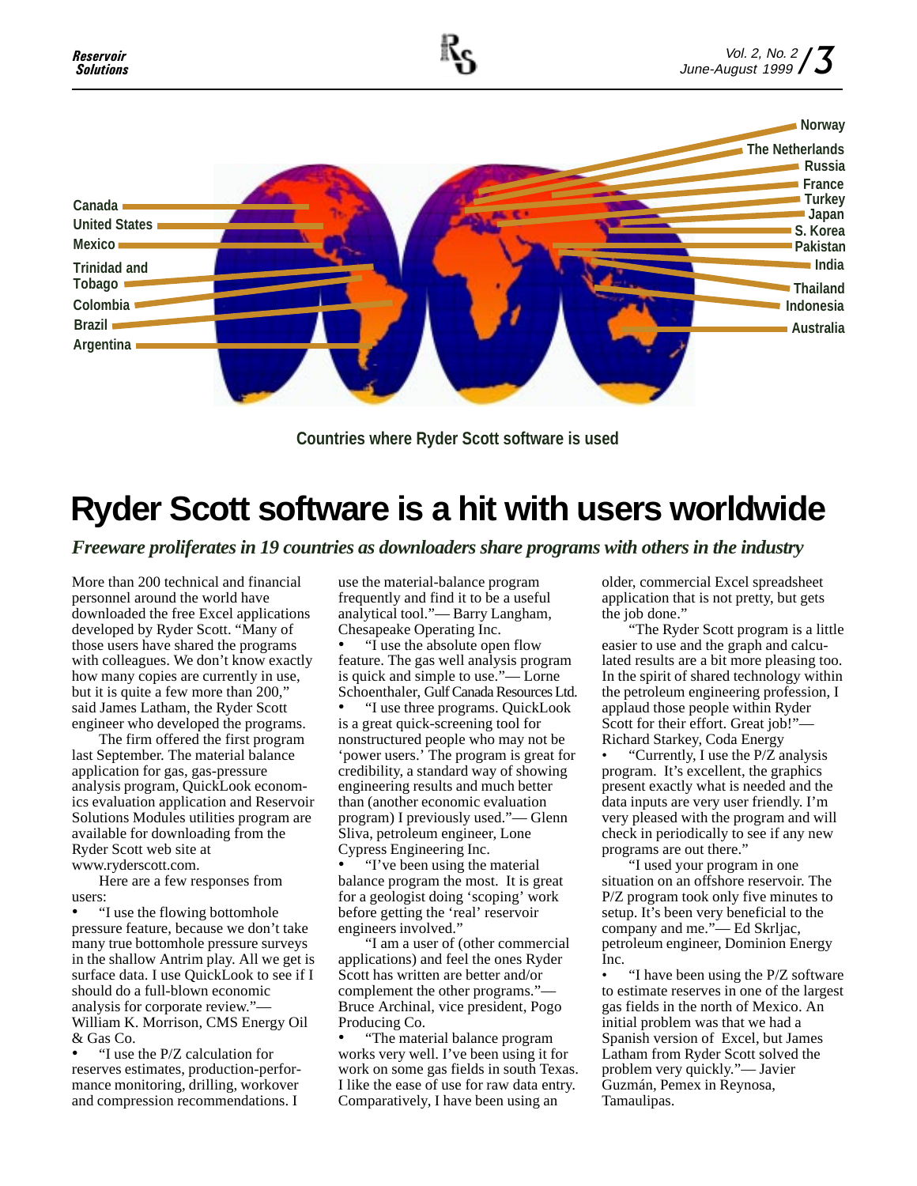Canada
United States
Mexico
Trinidad and Tobago
Colombia
Brazil
Argentina
Norway
The Netherlands
Russia
France
Turkey
Japan
S. Korea
Pakistan
India
Thailand
Indonesia
Australia

Countries where Ryder Scott software is used

# Ryder Scott software is a hit with users worldwide

*Freeware proliferates in 19 countries as downloaders share programs with others in the industry*

More than 200 technical and financial personnel around the world have downloaded the free Excel applications developed by Ryder Scott. "Many of those users have shared the programs with colleagues. We don't know exactly how many copies are currently in use, but it is quite a few more than 200," said James Latham, the Ryder Scott engineer who developed the programs.

The firm offered the first program last September. The material balance application for gas, gas-pressure analysis program, QuickLook economics evaluation application and Reservoir Solutions Modules utilities program are available for downloading from the Ryder Scott web site at www.ryderscott.com.

Here are a few responses from users:

- "I use the flowing bottomhole pressure feature, because we don't take many true bottomhole pressure surveys in the shallow Antrim play. All we get is surface data. I use QuickLook to see if I should do a full-blown economic analysis for corporate review."— William K. Morrison, CMS Energy Oil & Gas Co.
- "I use the P/Z calculation for reserves estimates, production-performance monitoring, drilling, workover and compression recommendations. I use the material-balance program frequently and find it to be a useful analytical tool."— Barry Langham, Chesapeake Operating Inc.
- "I use the absolute open flow feature. The gas well analysis program is quick and simple to use."— Lorne Schoenthaler, Gulf Canada Resources Ltd.
- "I use three programs. QuickLook is a great quick-screening tool for nonstructured people who may not be 'power users.' The program is great for credibility, a standard way of showing engineering results and much better than (another economic evaluation program) I previously used."— Glenn Sliva, petroleum engineer, Lone Cypress Engineering Inc.
- "I've been using the material balance program the most. It is great for a geologist doing 'scoping' work before getting the 'real' reservoir engineers involved."

  "I am a user of (other commercial applications) and feel the ones Ryder Scott has written are better and/or complement the other programs."— Bruce Archinal, vice president, Pogo Producing Co.
- "The material balance program works very well. I've been using it for work on some gas fields in south Texas. I like the ease of use for raw data entry. Comparatively, I have been using an older, commercial Excel spreadsheet application that is not pretty, but gets the job done."

  "The Ryder Scott program is a little easier to use and the graph and calculated results are a bit more pleasing too. In the spirit of shared technology within the petroleum engineering profession, I applaud those people within Ryder Scott for their effort. Great job!"— Richard Starkey, Coda Energy
- "Currently, I use the P/Z analysis program. It's excellent, the graphics present exactly what is needed and the data inputs are very user friendly. I'm very pleased with the program and will check in periodically to see if any new programs are out there."

  "I used your program in one situation on an offshore reservoir. The P/Z program took only five minutes to setup. It's been very beneficial to the company and me."— Ed Skrljac, petroleum engineer, Dominion Energy Inc.
- "I have been using the P/Z software to estimate reserves in one of the largest gas fields in the north of Mexico. An initial problem was that we had a Spanish version of Excel, but James Latham from Ryder Scott solved the problem very quickly."— Javier Guzmán, Pemex in Reynosa, Tamaulipas.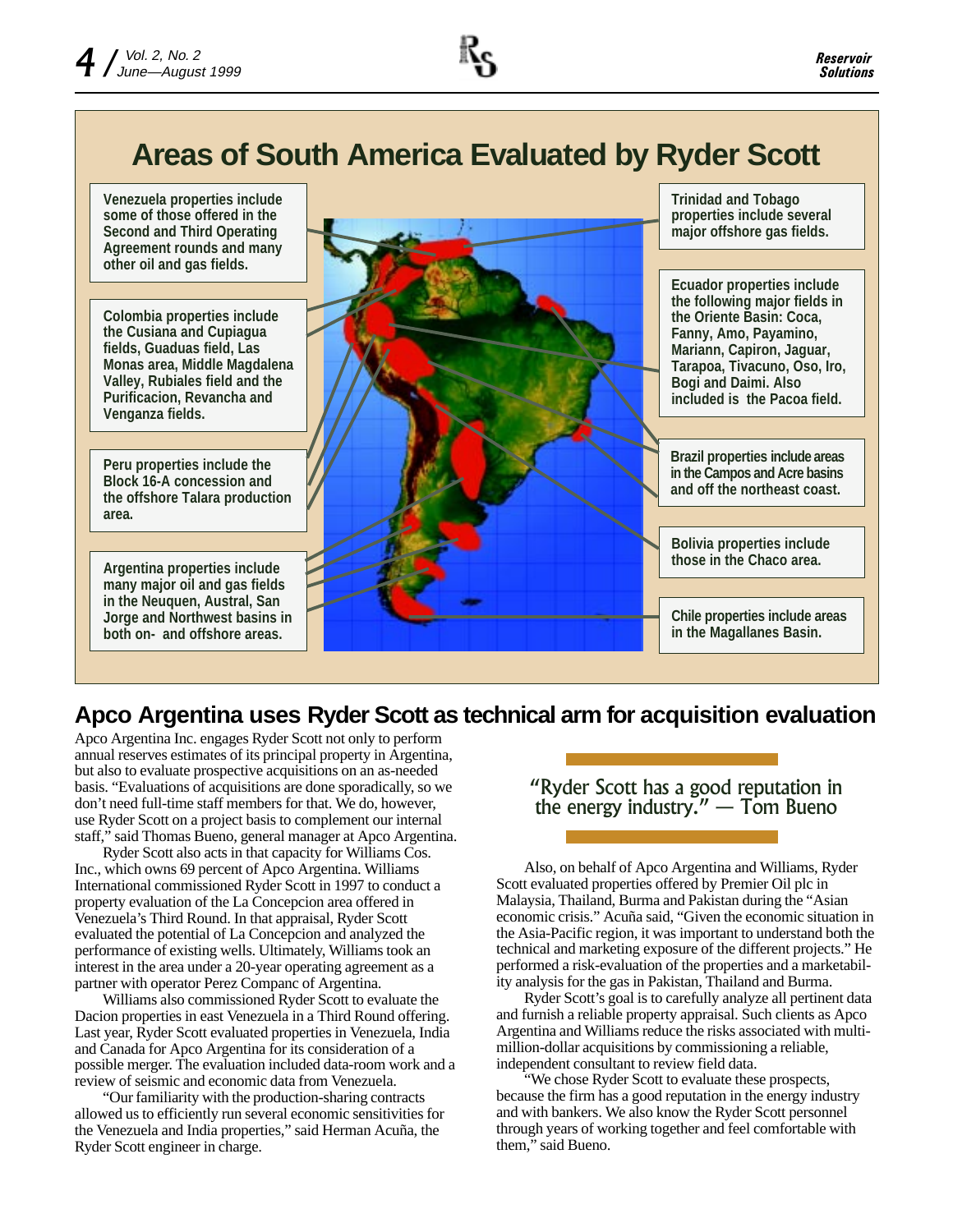## Areas of South America Evaluated by Ryder Scott

Venezuela properties include some of those offered in the Second and Third Operating Agreement rounds and many other oil and gas fields.

Colombia properties include the Cusiana and Cupiagua fields, Guaduas field, Las Monas area, Middle Magdalena Valley, Rubiales field and the Purificacion, Revancha and Venganza fields.

Peru properties include the Block 16-A concession and the offshore Talara production area.

Argentina properties include many major oil and gas fields in the Neuquen, Austral, San Jorge and Northwest basins in both on- and offshore areas.

Trinidad and Tobago properties include several major offshore gas fields.

Ecuador properties include the following major fields in the Oriente Basin: Coca, Fanny, Amo, Payamino, Mariann, Capiron, Jaguar, Tarapoa, Tivacuno, Oso, Iro, Bogi and Daimi. Also included is the Pacoa field.

Brazil properties include areas in the Campos and Acre basins and off the northeast coast.

Bolivia properties include those in the Chaco area.

Chile properties include areas in the Magallanes Basin.

## Apco Argentina uses Ryder Scott as technical arm for acquisition evaluation

Apco Argentina Inc. engages Ryder Scott not only to perform annual reserves estimates of its principal property in Argentina, but also to evaluate prospective acquisitions on an as-needed basis. "Evaluations of acquisitions are done sporadically, so we don't need full-time staff members for that. We do, however, use Ryder Scott on a project basis to complement our internal staff," said Thomas Bueno, general manager at Apco Argentina.

Ryder Scott also acts in that capacity for Williams Cos. Inc., which owns 69 percent of Apco Argentina. Williams International commissioned Ryder Scott in 1997 to conduct a property evaluation of the La Concepcion area offered in Venezuela's Third Round. In that appraisal, Ryder Scott evaluated the potential of La Concepcion and analyzed the performance of existing wells. Ultimately, Williams took an interest in the area under a 20-year operating agreement as a partner with operator Perez Companc of Argentina.

Williams also commissioned Ryder Scott to evaluate the Dacion properties in east Venezuela in a Third Round offering. Last year, Ryder Scott evaluated properties in Venezuela, India and Canada for Apco Argentina for its consideration of a possible merger. The evaluation included data-room work and a review of seismic and economic data from Venezuela.

"Our familiarity with the production-sharing contracts allowed us to efficiently run several economic sensitivities for the Venezuela and India properties," said Herman Acuña, the Ryder Scott engineer in charge.

> "Ryder Scott has a good reputation in the energy industry." — Tom Bueno

Also, on behalf of Apco Argentina and Williams, Ryder Scott evaluated properties offered by Premier Oil plc in Malaysia, Thailand, Burma and Pakistan during the "Asian economic crisis." Acuña said, "Given the economic situation in the Asia-Pacific region, it was important to understand both the technical and marketing exposure of the different projects." He performed a risk-evaluation of the properties and a marketability analysis for the gas in Pakistan, Thailand and Burma.

Ryder Scott's goal is to carefully analyze all pertinent data and furnish a reliable property appraisal. Such clients as Apco Argentina and Williams reduce the risks associated with multi-million-dollar acquisitions by commissioning a reliable, independent consultant to review field data.

"We chose Ryder Scott to evaluate these prospects, because the firm has a good reputation in the energy industry and with bankers. We also know the Ryder Scott personnel through years of working together and feel comfortable with them," said Bueno.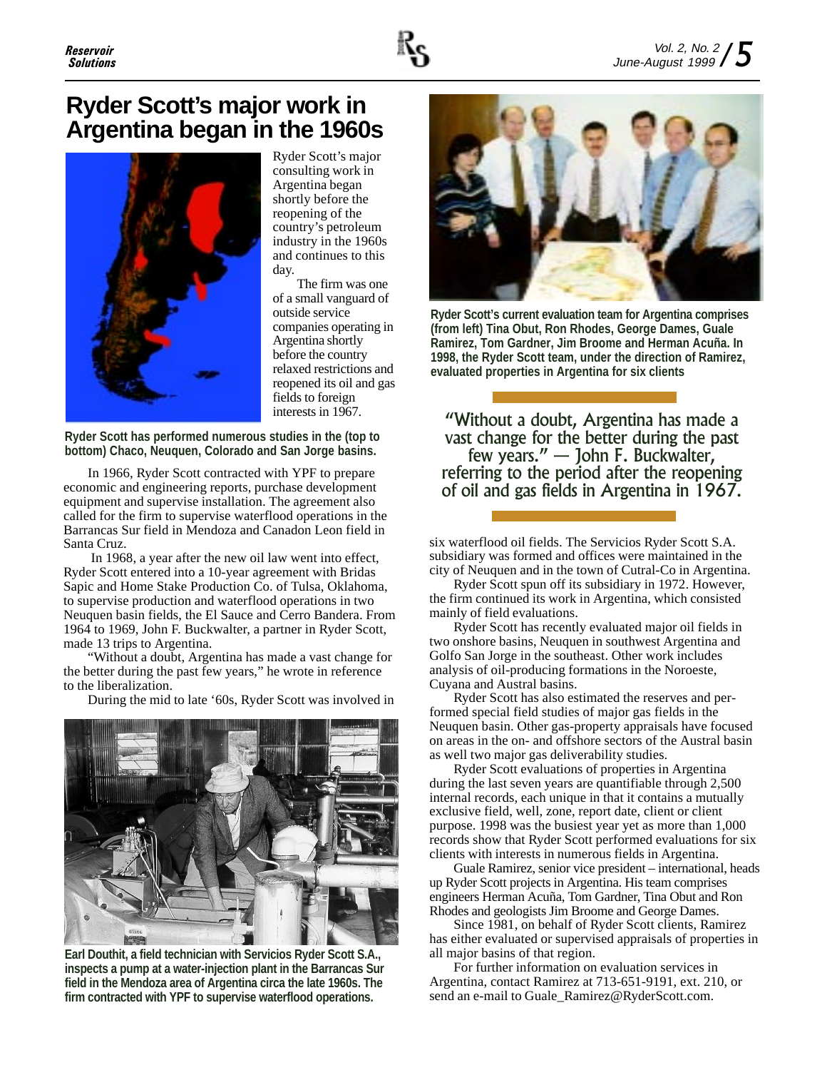# Ryder Scott's major work in Argentina began in the 1960s

Ryder Scott's major consulting work in Argentina began shortly before the reopening of the country's petroleum industry in the 1960s and continues to this day.

The firm was one of a small vanguard of outside service companies operating in Argentina shortly before the country relaxed restrictions and reopened its oil and gas fields to foreign interests in 1967.

**Ryder Scott has performed numerous studies in the (top to bottom) Chaco, Neuquen, Colorado and San Jorge basins.**

In 1966, Ryder Scott contracted with YPF to prepare economic and engineering reports, purchase development equipment and supervise installation. The agreement also called for the firm to supervise waterflood operations in the Barrancas Sur field in Mendoza and Canadon Leon field in Santa Cruz.

In 1968, a year after the new oil law went into effect, Ryder Scott entered into a 10-year agreement with Bridas Sapic and Home Stake Production Co. of Tulsa, Oklahoma, to supervise production and waterflood operations in two Neuquen basin fields, the El Sauce and Cerro Bandera. From 1964 to 1969, John F. Buckwalter, a partner in Ryder Scott, made 13 trips to Argentina.

"Without a doubt, Argentina has made a vast change for the better during the past few years," he wrote in reference to the liberalization.

During the mid to late '60s, Ryder Scott was involved in six waterflood oil fields. The Servicios Ryder Scott S.A. subsidiary was formed and offices were maintained in the city of Neuquen and in the town of Cutral-Co in Argentina.

**Earl Douthit, a field technician with Servicios Ryder Scott S.A., inspects a pump at a water-injection plant in the Barrancas Sur field in the Mendoza area of Argentina circa the late 1960s. The firm contracted with YPF to supervise waterflood operations.**

**Ryder Scott's current evaluation team for Argentina comprises (from left) Tina Obut, Ron Rhodes, George Dames, Guale Ramirez, Tom Gardner, Jim Broome and Herman Acuña. In 1998, the Ryder Scott team, under the direction of Ramirez, evaluated properties in Argentina for six clients**

> "Without a doubt, Argentina has made a vast change for the better during the past few years." — John F. Buckwalter, referring to the period after the reopening of oil and gas fields in Argentina in 1967.

Ryder Scott spun off its subsidiary in 1972. However, the firm continued its work in Argentina, which consisted mainly of field evaluations.

Ryder Scott has recently evaluated major oil fields in two onshore basins, Neuquen in southwest Argentina and Golfo San Jorge in the southeast. Other work includes analysis of oil-producing formations in the Noroeste, Cuyana and Austral basins.

Ryder Scott has also estimated the reserves and performed special field studies of major gas fields in the Neuquen basin. Other gas-property appraisals have focused on areas in the on- and offshore sectors of the Austral basin as well two major gas deliverability studies.

Ryder Scott evaluations of properties in Argentina during the last seven years are quantifiable through 2,500 internal records, each unique in that it contains a mutually exclusive field, well, zone, report date, client or client purpose. 1998 was the busiest year yet as more than 1,000 records show that Ryder Scott performed evaluations for six clients with interests in numerous fields in Argentina.

Guale Ramirez, senior vice president – international, heads up Ryder Scott projects in Argentina. His team comprises engineers Herman Acuña, Tom Gardner, Tina Obut and Ron Rhodes and geologists Jim Broome and George Dames.

Since 1981, on behalf of Ryder Scott clients, Ramirez has either evaluated or supervised appraisals of properties in all major basins of that region.

For further information on evaluation services in Argentina, contact Ramirez at 713-651-9191, ext. 210, or send an e-mail to Guale_Ramirez@RyderScott.com.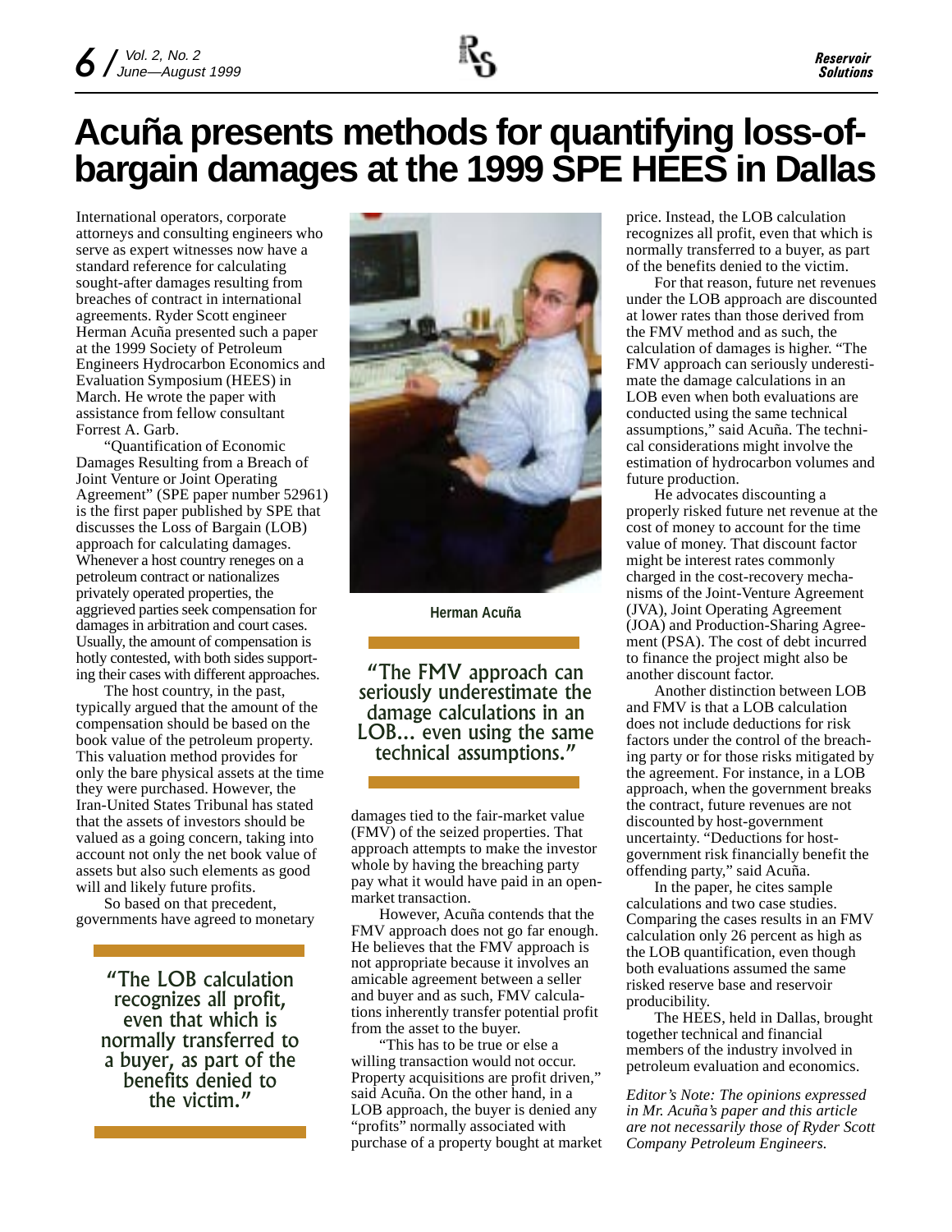# Acuña presents methods for quantifying loss-of-bargain damages at the 1999 SPE HEES in Dallas

International operators, corporate attorneys and consulting engineers who serve as expert witnesses now have a standard reference for calculating sought-after damages resulting from breaches of contract in international agreements. Ryder Scott engineer Herman Acuña presented such a paper at the 1999 Society of Petroleum Engineers Hydrocarbon Economics and Evaluation Symposium (HEES) in March. He wrote the paper with assistance from fellow consultant Forrest A. Garb.

"Quantification of Economic Damages Resulting from a Breach of Joint Venture or Joint Operating Agreement" (SPE paper number 52961) is the first paper published by SPE that discusses the Loss of Bargain (LOB) approach for calculating damages. Whenever a host country reneges on a petroleum contract or nationalizes privately operated properties, the aggrieved parties seek compensation for damages in arbitration and court cases. Usually, the amount of compensation is hotly contested, with both sides supporting their cases with different approaches.

The host country, in the past, typically argued that the amount of the compensation should be based on the book value of the petroleum property. This valuation method provides for only the bare physical assets at the time they were purchased. However, the Iran-United States Tribunal has stated that the assets of investors should be valued as a going concern, taking into account not only the net book value of assets but also such elements as good will and likely future profits.

So based on that precedent, governments have agreed to monetary damages tied to the fair-market value (FMV) of the seized properties. That approach attempts to make the investor whole by having the breaching party pay what it would have paid in an open-market transaction.

> "The LOB calculation recognizes all profit, even that which is normally transferred to a buyer, as part of the benefits denied to the victim."

Herman Acuña

> "The FMV approach can seriously underestimate the damage calculations in an LOB... even using the same technical assumptions."

However, Acuña contends that the FMV approach does not go far enough. He believes that the FMV approach is not appropriate because it involves an amicable agreement between a seller and buyer and as such, FMV calculations inherently transfer potential profit from the asset to the buyer.

"This has to be true or else a willing transaction would not occur. Property acquisitions are profit driven," said Acuña. On the other hand, in a LOB approach, the buyer is denied any "profits" normally associated with purchase of a property bought at market price. Instead, the LOB calculation recognizes all profit, even that which is normally transferred to a buyer, as part of the benefits denied to the victim.

For that reason, future net revenues under the LOB approach are discounted at lower rates than those derived from the FMV method and as such, the calculation of damages is higher. "The FMV approach can seriously underestimate the damage calculations in an LOB even when both evaluations are conducted using the same technical assumptions," said Acuña. The technical considerations might involve the estimation of hydrocarbon volumes and future production.

He advocates discounting a properly risked future net revenue at the cost of money to account for the time value of money. That discount factor might be interest rates commonly charged in the cost-recovery mechanisms of the Joint-Venture Agreement (JVA), Joint Operating Agreement (JOA) and Production-Sharing Agreement (PSA). The cost of debt incurred to finance the project might also be another discount factor.

Another distinction between LOB and FMV is that a LOB calculation does not include deductions for risk factors under the control of the breaching party or for those risks mitigated by the agreement. For instance, in a LOB approach, when the government breaks the contract, future revenues are not discounted by host-government uncertainty. "Deductions for host-government risk financially benefit the offending party," said Acuña.

In the paper, he cites sample calculations and two case studies. Comparing the cases results in an FMV calculation only 26 percent as high as the LOB quantification, even though both evaluations assumed the same risked reserve base and reservoir producibility.

The HEES, held in Dallas, brought together technical and financial members of the industry involved in petroleum evaluation and economics.

*Editor's Note: The opinions expressed in Mr. Acuña's paper and this article are not necessarily those of Ryder Scott Company Petroleum Engineers.*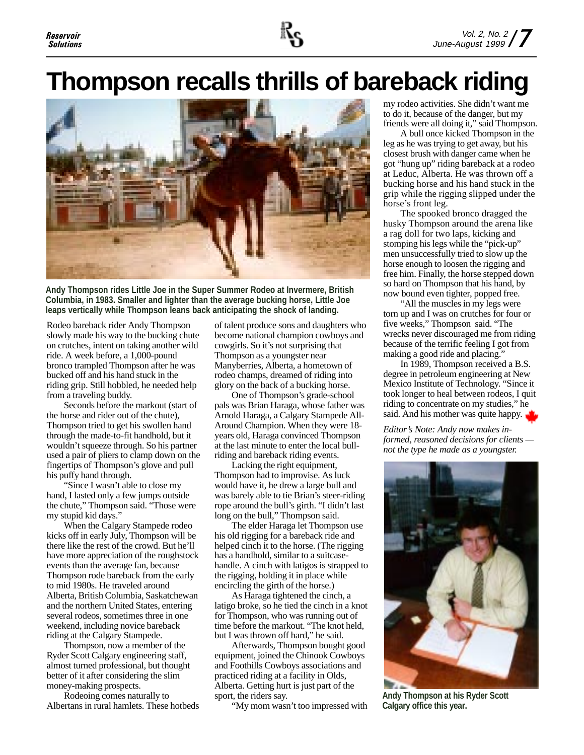# Thompson recalls thrills of bareback riding

Andy Thompson rides Little Joe in the Super Summer Rodeo at Invermere, British Columbia, in 1983. Smaller and lighter than the average bucking horse, Little Joe leaps vertically while Thompson leans back anticipating the shock of landing.

Rodeo bareback rider Andy Thompson slowly made his way to the bucking chute on crutches, intent on taking another wild ride. A week before, a 1,000-pound bronco trampled Thompson after he was bucked off and his hand stuck in the riding grip. Still hobbled, he needed help from a traveling buddy.

Seconds before the markout (start of the horse and rider out of the chute), Thompson tried to get his swollen hand through the made-to-fit handhold, but it wouldn't squeeze through. So his partner used a pair of pliers to clamp down on the fingertips of Thompson's glove and pull his puffy hand through.

"Since I wasn't able to close my hand, I lasted only a few jumps outside the chute," Thompson said. "Those were my stupid kid days."

When the Calgary Stampede rodeo kicks off in early July, Thompson will be there like the rest of the crowd. But he'll have more appreciation of the roughstock events than the average fan, because Thompson rode bareback from the early to mid 1980s. He traveled around Alberta, British Columbia, Saskatchewan and the northern United States, entering several rodeos, sometimes three in one weekend, including novice bareback riding at the Calgary Stampede.

Thompson, now a member of the Ryder Scott Calgary engineering staff, almost turned professional, but thought better of it after considering the slim money-making prospects.

Rodeoing comes naturally to Albertans in rural hamlets. These hotbeds of talent produce sons and daughters who become national champion cowboys and cowgirls. So it's not surprising that Thompson as a youngster near Manyberries, Alberta, a hometown of rodeo champs, dreamed of riding into glory on the back of a bucking horse.

One of Thompson's grade-school pals was Brian Haraga, whose father was Arnold Haraga, a Calgary Stampede All-Around Champion. When they were 18-years old, Haraga convinced Thompson at the last minute to enter the local bull-riding and bareback riding events.

Lacking the right equipment, Thompson had to improvise. As luck would have it, he drew a large bull and was barely able to tie Brian's steer-riding rope around the bull's girth. "I didn't last long on the bull," Thompson said.

The elder Haraga let Thompson use his old rigging for a bareback ride and helped cinch it to the horse. (The rigging has a handhold, similar to a suitcase-handle. A cinch with latigos is strapped to the rigging, holding it in place while encircling the girth of the horse.)

As Haraga tightened the cinch, a latigo broke, so he tied the cinch in a knot for Thompson, who was running out of time before the markout. "The knot held, but I was thrown off hard," he said.

Afterwards, Thompson bought good equipment, joined the Chinook Cowboys and Foothills Cowboys associations and practiced riding at a facility in Olds, Alberta. Getting hurt is just part of the sport, the riders say.

"My mom wasn't too impressed with my rodeo activities. She didn't want me to do it, because of the danger, but my friends were all doing it," said Thompson.

A bull once kicked Thompson in the leg as he was trying to get away, but his closest brush with danger came when he got "hung up" riding bareback at a rodeo at Leduc, Alberta. He was thrown off a bucking horse and his hand stuck in the grip while the rigging slipped under the horse's front leg.

The spooked bronco dragged the husky Thompson around the arena like a rag doll for two laps, kicking and stomping his legs while the "pick-up" men unsuccessfully tried to slow up the horse enough to loosen the rigging and free him. Finally, the horse stepped down so hard on Thompson that his hand, by now bound even tighter, popped free.

"All the muscles in my legs were torn up and I was on crutches for four or five weeks," Thompson said. "The wrecks never discouraged me from riding because of the terrific feeling I got from making a good ride and placing."

In 1989, Thompson received a B.S. degree in petroleum engineering at New Mexico Institute of Technology. "Since it took longer to heal between rodeos, I quit riding to concentrate on my studies," he said. And his mother was quite happy.

*Editor's Note: Andy now makes informed, reasoned decisions for clients — not the type he made as a youngster.*

Andy Thompson at his Ryder Scott Calgary office this year.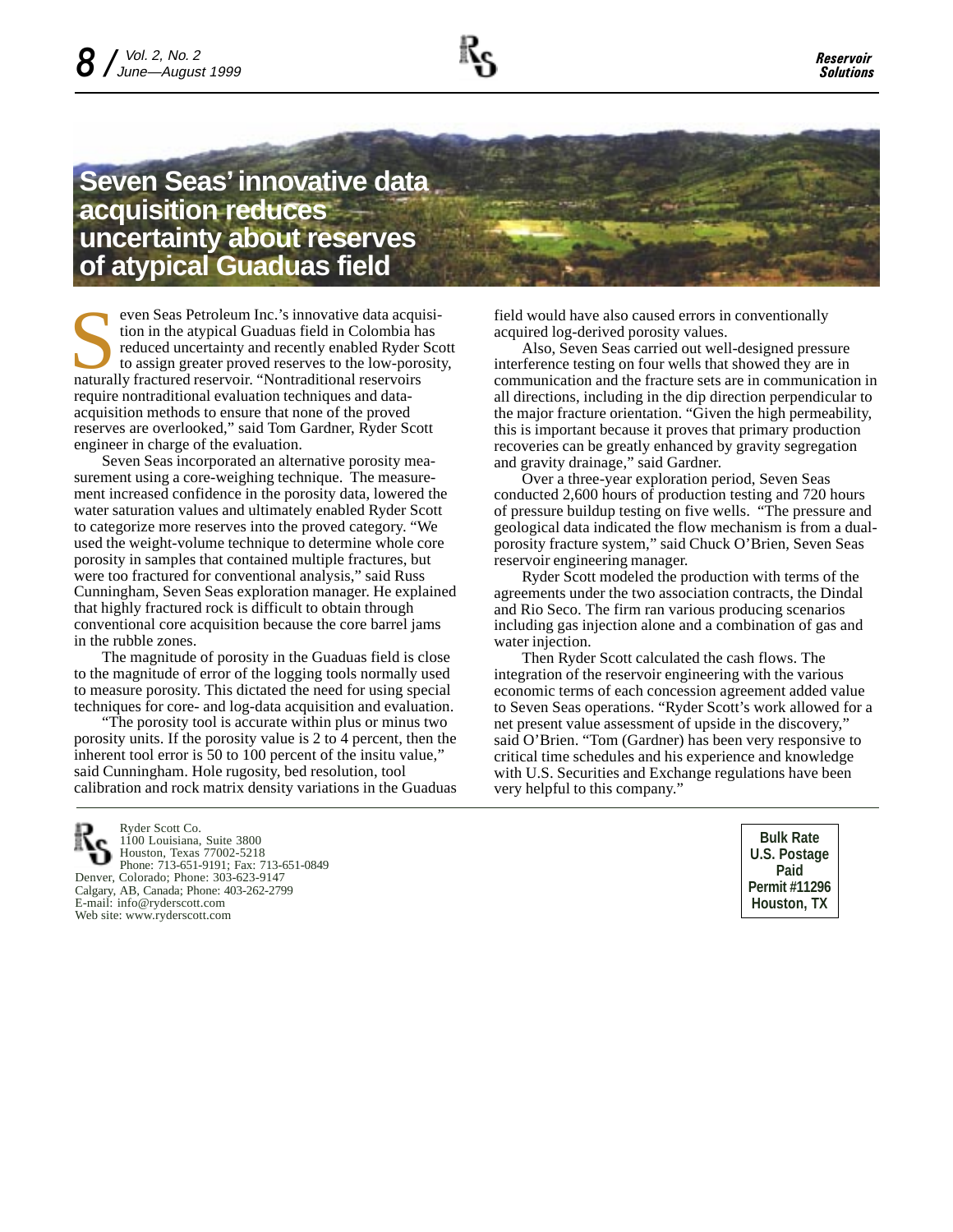# Seven Seas' innovative data acquisition reduces uncertainty about reserves of atypical Guaduas field

Seven Seas Petroleum Inc.'s innovative data acquisition in the atypical Guaduas field in Colombia has reduced uncertainty and recently enabled Ryder Scott to assign greater proved reserves to the low-porosity, naturally fractured reservoir. "Nontraditional reservoirs require nontraditional evaluation techniques and data-acquisition methods to ensure that none of the proved reserves are overlooked," said Tom Gardner, Ryder Scott engineer in charge of the evaluation.

Seven Seas incorporated an alternative porosity measurement using a core-weighing technique. The measurement increased confidence in the porosity data, lowered the water saturation values and ultimately enabled Ryder Scott to categorize more reserves into the proved category. "We used the weight-volume technique to determine whole core porosity in samples that contained multiple fractures, but were too fractured for conventional analysis," said Russ Cunningham, Seven Seas exploration manager. He explained that highly fractured rock is difficult to obtain through conventional core acquisition because the core barrel jams in the rubble zones.

The magnitude of porosity in the Guaduas field is close to the magnitude of error of the logging tools normally used to measure porosity. This dictated the need for using special techniques for core- and log-data acquisition and evaluation.

"The porosity tool is accurate within plus or minus two porosity units. If the porosity value is 2 to 4 percent, then the inherent tool error is 50 to 100 percent of the insitu value," said Cunningham. Hole rugosity, bed resolution, tool calibration and rock matrix density variations in the Guaduas field would have also caused errors in conventionally acquired log-derived porosity values.

Also, Seven Seas carried out well-designed pressure interference testing on four wells that showed they are in communication and the fracture sets are in communication in all directions, including in the dip direction perpendicular to the major fracture orientation. "Given the high permeability, this is important because it proves that primary production recoveries can be greatly enhanced by gravity segregation and gravity drainage," said Gardner.

Over a three-year exploration period, Seven Seas conducted 2,600 hours of production testing and 720 hours of pressure buildup testing on five wells. "The pressure and geological data indicated the flow mechanism is from a dual-porosity fracture system," said Chuck O'Brien, Seven Seas reservoir engineering manager.

Ryder Scott modeled the production with terms of the agreements under the two association contracts, the Dindal and Rio Seco. The firm ran various producing scenarios including gas injection alone and a combination of gas and water injection.

Then Ryder Scott calculated the cash flows. The integration of the reservoir engineering with the various economic terms of each concession agreement added value to Seven Seas operations. "Ryder Scott's work allowed for a net present value assessment of upside in the discovery," said O'Brien. "Tom (Gardner) has been very responsive to critical time schedules and his experience and knowledge with U.S. Securities and Exchange regulations have been very helpful to this company."

---

Ryder Scott Co.
1100 Louisiana, Suite 3800
Houston, Texas 77002-5218
Phone: 713-651-9191; Fax: 713-651-0849
Denver, Colorado; Phone: 303-623-9147
Calgary, AB, Canada; Phone: 403-262-2799
E-mail: info@ryderscott.com
Web site: www.ryderscott.com

**Bulk Rate**
**U.S. Postage**
**Paid**
**Permit #11296**
**Houston, TX**